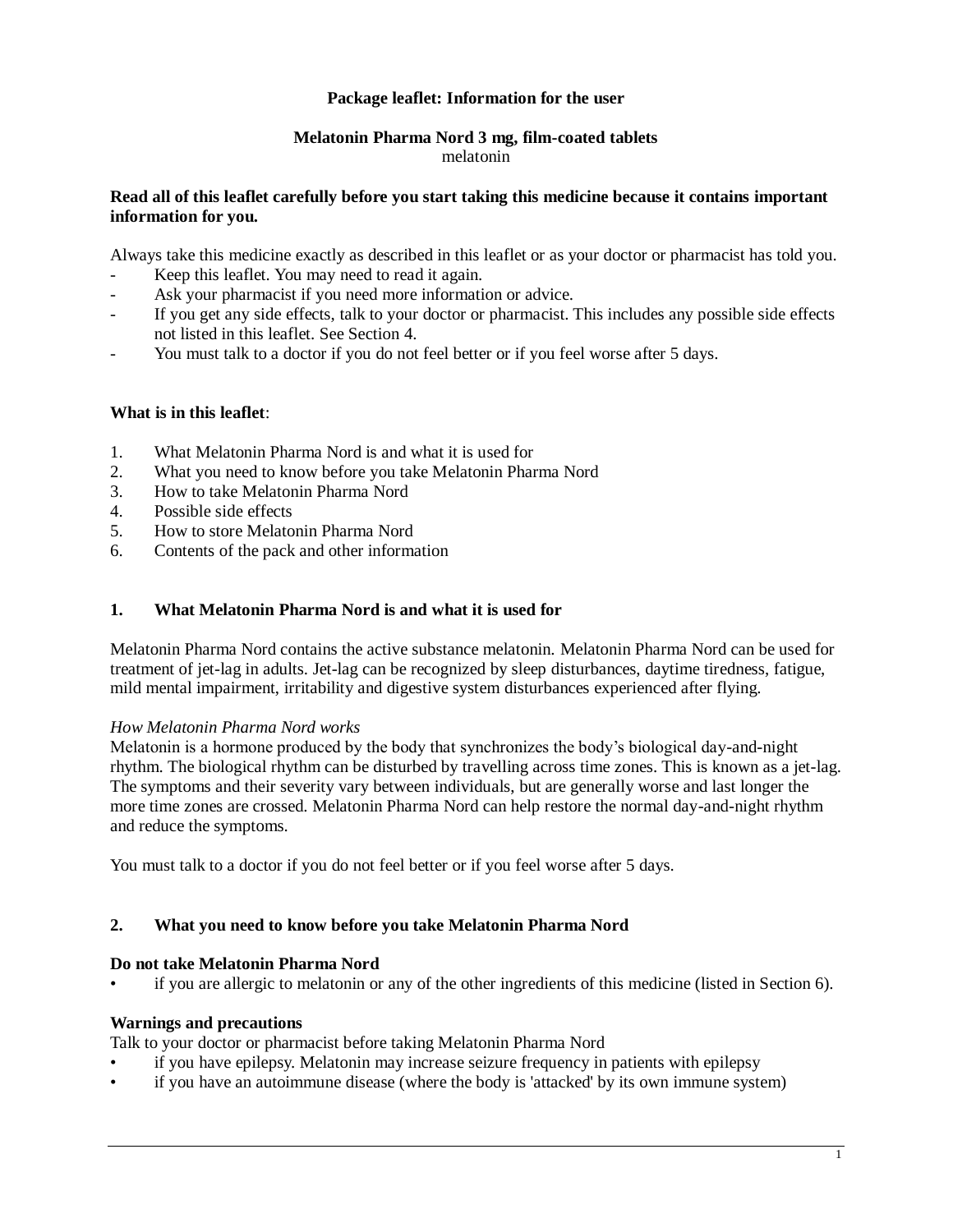**Package leaflet: Information for the user**

**Melatonin Pharma Nord 3 mg, film-coated tablets**
melatonin

**Read all of this leaflet carefully before you start taking this medicine because it contains important information for you.**

Always take this medicine exactly as described in this leaflet or as your doctor or pharmacist has told you.

- Keep this leaflet. You may need to read it again.
- Ask your pharmacist if you need more information or advice.
- If you get any side effects, talk to your doctor or pharmacist. This includes any possible side effects not listed in this leaflet. See Section 4.
- You must talk to a doctor if you do not feel better or if you feel worse after 5 days.

**What is in this leaflet**:

1. What Melatonin Pharma Nord is and what it is used for
2. What you need to know before you take Melatonin Pharma Nord
3. How to take Melatonin Pharma Nord
4. Possible side effects
5. How to store Melatonin Pharma Nord
6. Contents of the pack and other information

## 1. What Melatonin Pharma Nord is and what it is used for

Melatonin Pharma Nord contains the active substance melatonin. Melatonin Pharma Nord can be used for treatment of jet-lag in adults. Jet-lag can be recognized by sleep disturbances, daytime tiredness, fatigue, mild mental impairment, irritability and digestive system disturbances experienced after flying.

*How Melatonin Pharma Nord works*

Melatonin is a hormone produced by the body that synchronizes the body's biological day-and-night rhythm. The biological rhythm can be disturbed by travelling across time zones. This is known as a jet-lag. The symptoms and their severity vary between individuals, but are generally worse and last longer the more time zones are crossed. Melatonin Pharma Nord can help restore the normal day-and-night rhythm and reduce the symptoms.

You must talk to a doctor if you do not feel better or if you feel worse after 5 days.

## 2. What you need to know before you take Melatonin Pharma Nord

**Do not take Melatonin Pharma Nord**

- if you are allergic to melatonin or any of the other ingredients of this medicine (listed in Section 6).

**Warnings and precautions**

Talk to your doctor or pharmacist before taking Melatonin Pharma Nord

- if you have epilepsy. Melatonin may increase seizure frequency in patients with epilepsy
- if you have an autoimmune disease (where the body is 'attacked' by its own immune system)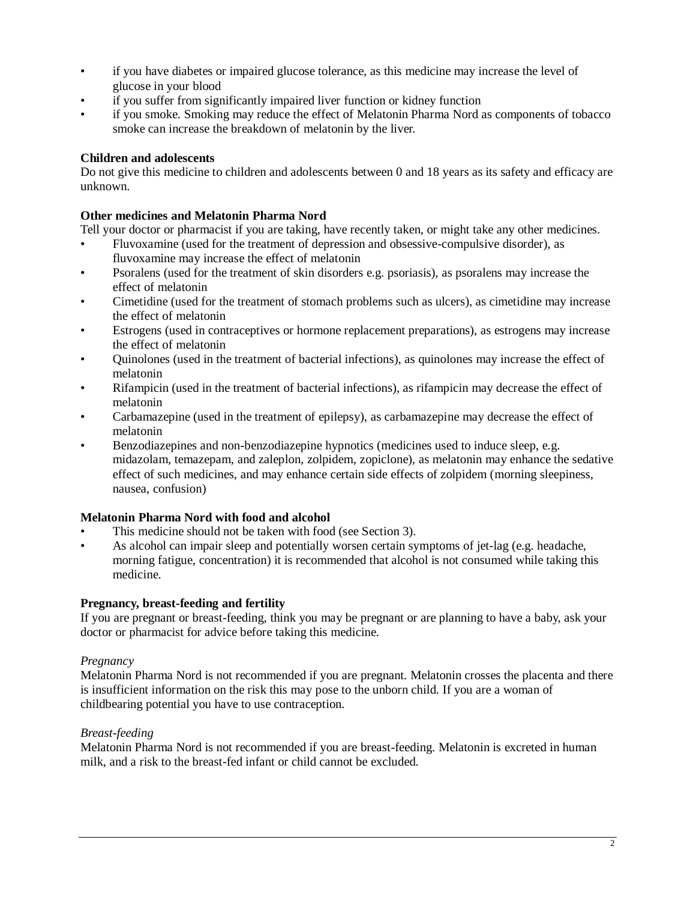- if you have diabetes or impaired glucose tolerance, as this medicine may increase the level of glucose in your blood
- if you suffer from significantly impaired liver function or kidney function
- if you smoke. Smoking may reduce the effect of Melatonin Pharma Nord as components of tobacco smoke can increase the breakdown of melatonin by the liver.

**Children and adolescents**

Do not give this medicine to children and adolescents between 0 and 18 years as its safety and efficacy are unknown.

**Other medicines and Melatonin Pharma Nord**

Tell your doctor or pharmacist if you are taking, have recently taken, or might take any other medicines.

- Fluvoxamine (used for the treatment of depression and obsessive-compulsive disorder), as fluvoxamine may increase the effect of melatonin
- Psoralens (used for the treatment of skin disorders e.g. psoriasis), as psoralens may increase the effect of melatonin
- Cimetidine (used for the treatment of stomach problems such as ulcers), as cimetidine may increase the effect of melatonin
- Estrogens (used in contraceptives or hormone replacement preparations), as estrogens may increase the effect of melatonin
- Quinolones (used in the treatment of bacterial infections), as quinolones may increase the effect of melatonin
- Rifampicin (used in the treatment of bacterial infections), as rifampicin may decrease the effect of melatonin
- Carbamazepine (used in the treatment of epilepsy), as carbamazepine may decrease the effect of melatonin
- Benzodiazepines and non-benzodiazepine hypnotics (medicines used to induce sleep, e.g. midazolam, temazepam, and zaleplon, zolpidem, zopiclone), as melatonin may enhance the sedative effect of such medicines, and may enhance certain side effects of zolpidem (morning sleepiness, nausea, confusion)

**Melatonin Pharma Nord with food and alcohol**

- This medicine should not be taken with food (see Section 3).
- As alcohol can impair sleep and potentially worsen certain symptoms of jet-lag (e.g. headache, morning fatigue, concentration) it is recommended that alcohol is not consumed while taking this medicine.

**Pregnancy, breast-feeding and fertility**

If you are pregnant or breast-feeding, think you may be pregnant or are planning to have a baby, ask your doctor or pharmacist for advice before taking this medicine.

*Pregnancy*

Melatonin Pharma Nord is not recommended if you are pregnant. Melatonin crosses the placenta and there is insufficient information on the risk this may pose to the unborn child. If you are a woman of childbearing potential you have to use contraception.

*Breast-feeding*

Melatonin Pharma Nord is not recommended if you are breast-feeding. Melatonin is excreted in human milk, and a risk to the breast-fed infant or child cannot be excluded.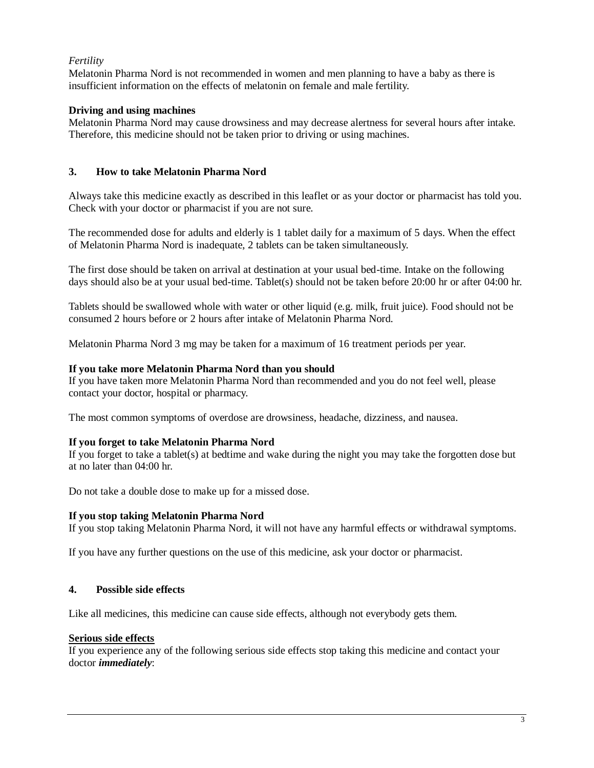*Fertility*
Melatonin Pharma Nord is not recommended in women and men planning to have a baby as there is insufficient information on the effects of melatonin on female and male fertility.

**Driving and using machines**
Melatonin Pharma Nord may cause drowsiness and may decrease alertness for several hours after intake. Therefore, this medicine should not be taken prior to driving or using machines.

## 3. How to take Melatonin Pharma Nord

Always take this medicine exactly as described in this leaflet or as your doctor or pharmacist has told you. Check with your doctor or pharmacist if you are not sure.

The recommended dose for adults and elderly is 1 tablet daily for a maximum of 5 days. When the effect of Melatonin Pharma Nord is inadequate, 2 tablets can be taken simultaneously.

The first dose should be taken on arrival at destination at your usual bed-time. Intake on the following days should also be at your usual bed-time. Tablet(s) should not be taken before 20:00 hr or after 04:00 hr.

Tablets should be swallowed whole with water or other liquid (e.g. milk, fruit juice). Food should not be consumed 2 hours before or 2 hours after intake of Melatonin Pharma Nord.

Melatonin Pharma Nord 3 mg may be taken for a maximum of 16 treatment periods per year.

**If you take more Melatonin Pharma Nord than you should**
If you have taken more Melatonin Pharma Nord than recommended and you do not feel well, please contact your doctor, hospital or pharmacy.

The most common symptoms of overdose are drowsiness, headache, dizziness, and nausea.

**If you forget to take Melatonin Pharma Nord**
If you forget to take a tablet(s) at bedtime and wake during the night you may take the forgotten dose but at no later than 04:00 hr.

Do not take a double dose to make up for a missed dose.

**If you stop taking Melatonin Pharma Nord**
If you stop taking Melatonin Pharma Nord, it will not have any harmful effects or withdrawal symptoms.

If you have any further questions on the use of this medicine, ask your doctor or pharmacist.

## 4. Possible side effects

Like all medicines, this medicine can cause side effects, although not everybody gets them.

<u>**Serious side effects**</u>
If you experience any of the following serious side effects stop taking this medicine and contact your doctor ***immediately***: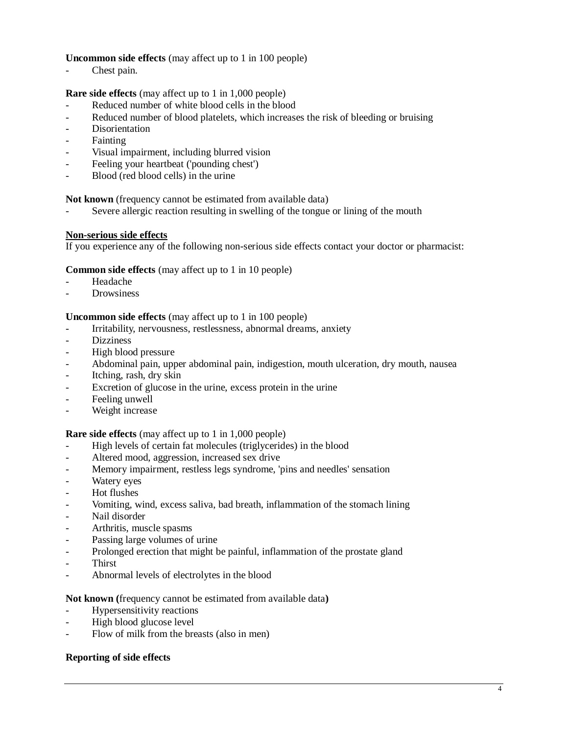**Uncommon side effects** (may affect up to 1 in 100 people)
- Chest pain.

**Rare side effects** (may affect up to 1 in 1,000 people)
- Reduced number of white blood cells in the blood
- Reduced number of blood platelets, which increases the risk of bleeding or bruising
- Disorientation
- Fainting
- Visual impairment, including blurred vision
- Feeling your heartbeat ('pounding chest')
- Blood (red blood cells) in the urine

**Not known** (frequency cannot be estimated from available data)
- Severe allergic reaction resulting in swelling of the tongue or lining of the mouth

<u>**Non-serious side effects**</u>

If you experience any of the following non-serious side effects contact your doctor or pharmacist:

**Common side effects** (may affect up to 1 in 10 people)
- Headache
- Drowsiness

**Uncommon side effects** (may affect up to 1 in 100 people)
- Irritability, nervousness, restlessness, abnormal dreams, anxiety
- Dizziness
- High blood pressure
- Abdominal pain, upper abdominal pain, indigestion, mouth ulceration, dry mouth, nausea
- Itching, rash, dry skin
- Excretion of glucose in the urine, excess protein in the urine
- Feeling unwell
- Weight increase

**Rare side effects** (may affect up to 1 in 1,000 people)
- High levels of certain fat molecules (triglycerides) in the blood
- Altered mood, aggression, increased sex drive
- Memory impairment, restless legs syndrome, 'pins and needles' sensation
- Watery eyes
- Hot flushes
- Vomiting, wind, excess saliva, bad breath, inflammation of the stomach lining
- Nail disorder
- Arthritis, muscle spasms
- Passing large volumes of urine
- Prolonged erection that might be painful, inflammation of the prostate gland
- Thirst
- Abnormal levels of electrolytes in the blood

**Not known (**frequency cannot be estimated from available data**)**
- Hypersensitivity reactions
- High blood glucose level
- Flow of milk from the breasts (also in men)

**Reporting of side effects**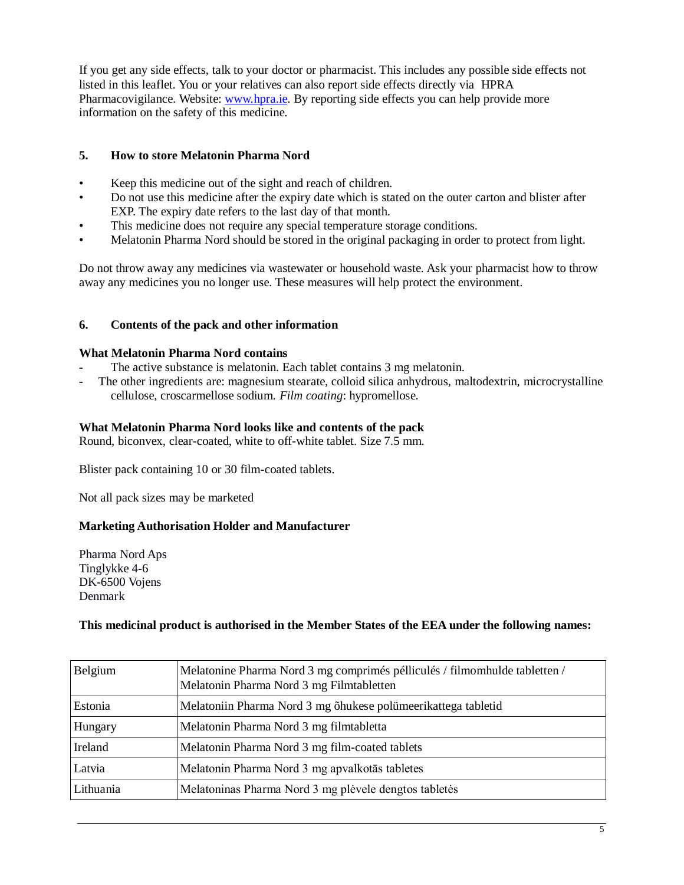If you get any side effects, talk to your doctor or pharmacist. This includes any possible side effects not listed in this leaflet. You or your relatives can also report side effects directly via HPRA Pharmacovigilance. Website: www.hpra.ie. By reporting side effects you can help provide more information on the safety of this medicine.

## 5. How to store Melatonin Pharma Nord

- Keep this medicine out of the sight and reach of children.
- Do not use this medicine after the expiry date which is stated on the outer carton and blister after EXP. The expiry date refers to the last day of that month.
- This medicine does not require any special temperature storage conditions.
- Melatonin Pharma Nord should be stored in the original packaging in order to protect from light.

Do not throw away any medicines via wastewater or household waste. Ask your pharmacist how to throw away any medicines you no longer use. These measures will help protect the environment.

## 6. Contents of the pack and other information

**What Melatonin Pharma Nord contains**

- The active substance is melatonin. Each tablet contains 3 mg melatonin.
- The other ingredients are: magnesium stearate, colloid silica anhydrous, maltodextrin, microcrystalline cellulose, croscarmellose sodium. *Film coating*: hypromellose.

**What Melatonin Pharma Nord looks like and contents of the pack**

Round, biconvex, clear-coated, white to off-white tablet. Size 7.5 mm.

Blister pack containing 10 or 30 film-coated tablets.

Not all pack sizes may be marketed

**Marketing Authorisation Holder and Manufacturer**

Pharma Nord Aps
Tinglykke 4-6
DK-6500 Vojens
Denmark

**This medicinal product is authorised in the Member States of the EEA under the following names:**

| | |
|---|---|
| Belgium | Melatonine Pharma Nord 3 mg comprimés pélliculés / filmomhulde tabletten / Melatonin Pharma Nord 3 mg Filmtabletten |
| Estonia | Melatoniin Pharma Nord 3 mg õhukese polümeerikattega tabletid |
| Hungary | Melatonin Pharma Nord 3 mg filmtabletta |
| Ireland | Melatonin Pharma Nord 3 mg film-coated tablets |
| Latvia | Melatonin Pharma Nord 3 mg apvalkotās tabletes |
| Lithuania | Melatoninas Pharma Nord 3 mg plėvele dengtos tabletės |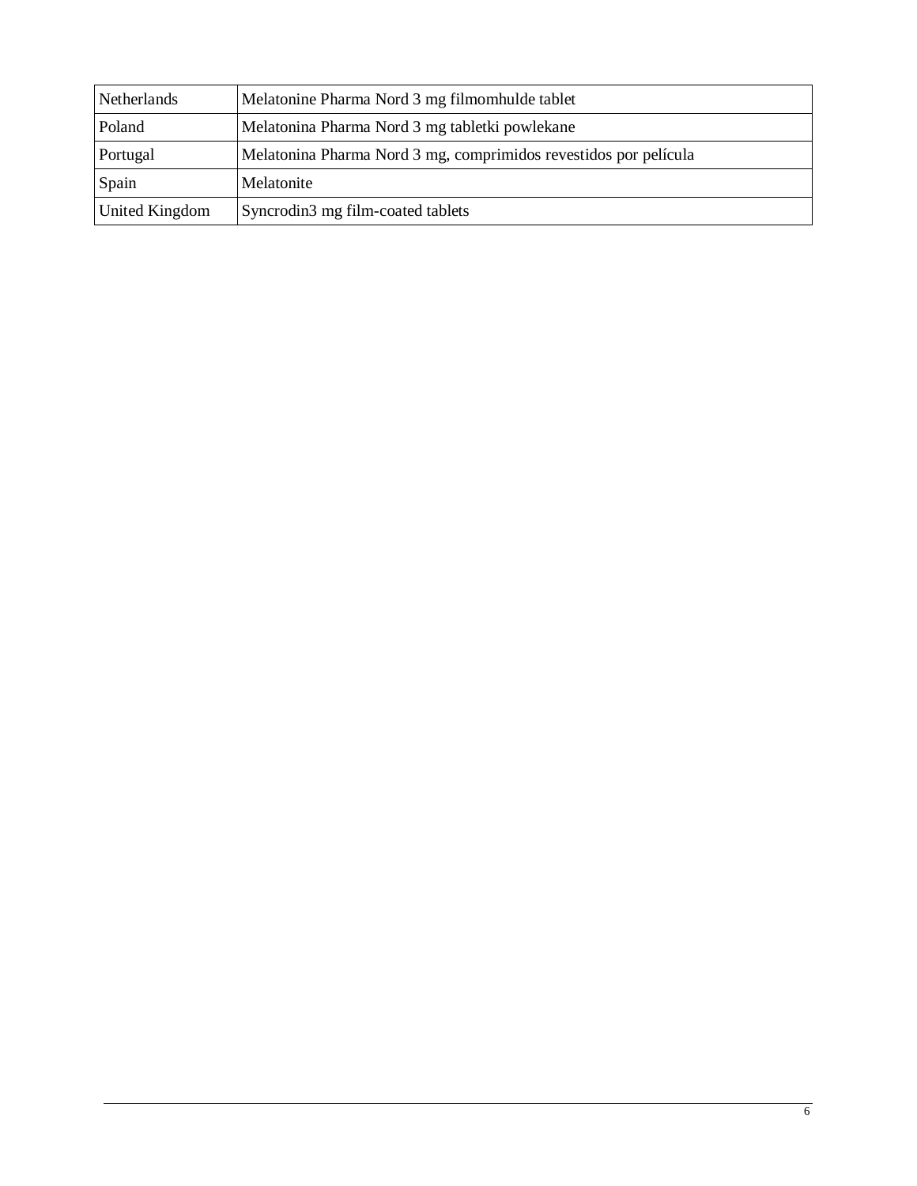| | |
|---|---|
| Netherlands | Melatonine Pharma Nord 3 mg filmomhulde tablet |
| Poland | Melatonina Pharma Nord 3 mg tabletki powlekane |
| Portugal | Melatonina Pharma Nord 3 mg, comprimidos revestidos por película |
| Spain | Melatonite |
| United Kingdom | Syncrodin3 mg film-coated tablets |